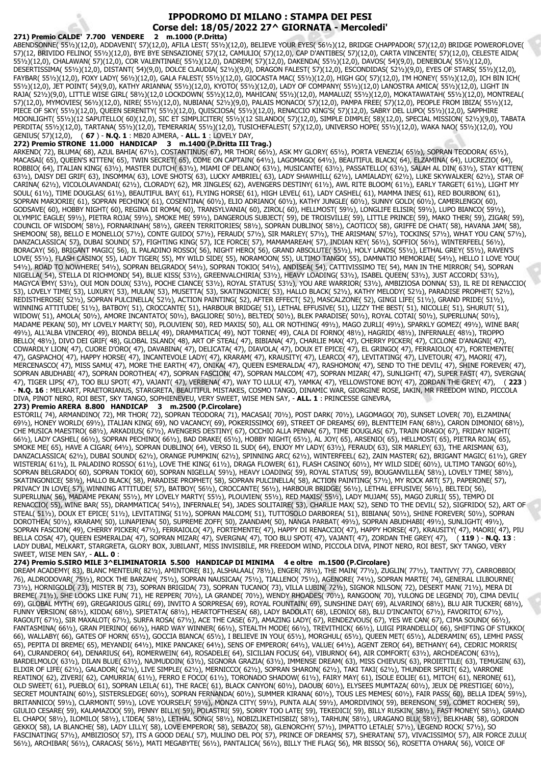# IPPODROMO DI MILANO : STAMPA DEI PESI
## Corse del: 18/05/2022 27^ GIORNATA - Mercoledi'

**271) Premio CALDE' 7.700 VENDERE 2 m.1000 (P.Dritta)**

ABENDSONNE( 55½)(12,0), ADDAVENI'( 57)(12,0), AFILA LEST( 55½)(12,0), BELIEVE YOUR EYES( 56½)(12, BRIDGE CHAPPADOR( 57)(12,0) BRIDGE POWEROFLOVE( 57)(12, BRIVIDO FELINO( 55½)(12,0), BYE BYE SENSAZIONE( 57)(12,0), CAMULIO( 57)(12,0), CAP D'ANTIBES( 57)(12,0), CARTA VINCENTE( 57)(12,0), CELESTE AIDA( 55½)(12,0), CHALAWAN( 57)(12,0), COR VALENTINAE( 55½)(12,0), DADREM( 57)(12,0), DAKENDA( 55½)(12,0), DAVOS( 54)(9,0), DENEBOLA( 55½)(12,0), DESERTISSIMA( 55½)(12,0), DISTANT( 54)(9,0), DOLCE CLAUDIA( 52½)(9,0), DRAGON FALEST( 57)(12,0), ESCONDIDAS( 52½)(9,0), EYES OF STARS( 55½)(12,0), FAYBAR( 55½)(12,0), FOXY LADY( 56½)(12,0), GALA FALEST( 55½)(12,0), GIOCASTA MAC( 55½)(12,0), HIGH GO( 57)(12,0), I'M HONEY( 55½)(12,0), ICH BIN ICH( 55½)(12,0), JET POINT( 54)(9,0), KATHY ARIANNA( 55½)(12,0), KYOTO( 55½)(12,0), LADY OF COMPANY( 55½)(12,0) LANOSTRA AMICA( 55½)(12,0), LIGHT IN RAJA( 52½)(9,0), LITTLE WISE GIRL( 58½)(12,0 LOCKDOWN( 55½)(12,0), MAHICAN( 55½)(12,0), MAMALUZ( 55½)(12,0), MOKATAWATAH( 55½)(12,0), MONTREAL( 57)(12,0), MYMOVIES( 56½)(12,0), NIRE( 55½)(12,0), NUBIANA( 52½)(9,0), PALAIS MONACO( 57)(12,0), PAMPA FREE( 57)(12,0), PEOPLE FROM IBIZA( 55½)(12, PIECE OF SKY( 55½)(12,0), QUEEN SERENITY( 55½)(12,0), QUISCIOSA( 55½)(12,0), RENACCIO KING'S( 57)(12,0), SABRY DEL LUPO( 55½)(12,0), SAPPHIRE MOONLIGHT( 55½)(12 SAPUTELLO( 60)(12,0), SIC ET SIMPLICITER( 55½)(12 SILANDO( 57)(12,0), SIMPLE DIMPLE( 58)(12,0), SPECIAL MISSION( 52½)(9,0), TABATA PERDITA( 55½)(12,0), TARTANA( 55½)(12,0), TEMERARIA( 55½)(12,0), TUSICHEFALEST( 57)(12,0), UNIVERSO HOPE( 55½)(12,0), WAKA NAO( 55½)(12,0), YOU GENIUS( 57)(12,0), ( **67** ) - **N.Q. 1** : MB20 AJMERA, - **ALL. 1** : LOVELY DAY,

**272) Premio STRONE 11.000 HANDICAP 3 m.1400 (P.Dritta III Trag.)**

ARKEND( 72), BLUMA( 68), AZUL BAHIA( 67½), COSTANTINUS( 67), MR THOR( 66½), ASK MY GLORY( 65½), PORTA VENEZIA( 65½), SOPRAN TEODORA( 65½), MACASAI( 65), QUEEN'S KITTEN( 65), TWIN SECRET( 65), COME ON CAPTAIN( 64½), LAGOMAGO( 64½), BEAUTIFUL BLACK( 64), ELZAMINA( 64), LUCREZIO( 64), ROBBIO( 64), ITALIAN KING( 63½), MASTER DUTCH( 63½), MIAMI OF DELANO( 63½), MUSICANTE( 63½), PASSATELLO( 63½), SALAH AL DIN( 63½), STAY KITTEN( 63½), DAISY DEI GRIF( 63), INSOMMA( 63), LOVE SHOTS( 63), LUCKY AMBRIEL( 63), LADY SHAWHILL( 62½), LAMIALADY( 62½), LUKE SKYWALKER( 62½), STAR OF CARINA( 62½), VICOLOLAVANDAI( 62½), CLORADY( 62), MR JINGLES( 62), AVENGERS DESTINY( 61½), AWL RITE BLOOM( 61½), EARLY TARGET( 61½), LIGHT MY SOUL( 61½), TIME DOUGLAS( 61½), BEAUTIFUL BAY( 61), FLYING HORSE( 61), HIGH LEVEL( 61), LADY CASHEL( 61), MAMMA INES( 61), RED BOURBON( 61), SOPRAN MARJORIE( 61), SOPRAN PECHINO( 61), COSENTINA( 60½), ELIO ADRIANO( 60½), KATHY JUNGLE( 60½), SUNNY GOLD( 60½), CAMERLENGO( 60), GODSAVE( 60), HOBBY NIGHT( 60), REGINA DI ROMA( 60), TRANSYLVANIA( 60), ZIROL( 60), HELLMOST( 59½), LONGLIFE ELISIR( 59½), LUPO BIANCO( 59½), OLYMPIC EAGLE( 59½), PIETRA ROJA( 59½), SMOKE ME( 59½), DANGEROUS SUBJECT( 59), DE TROISVILLE( 59), LITTLE PRINCE( 59), MAKO THER( 59), ZIGAR( 59), COUNCIL OF WISDOM( 58½), FORNARINAH( 58½), GREEN TERRITORIES( 58½), SOPRAN DUBLINO( 58½), CAOTICO( 58), GRIFFE DE CHAT( 58), HAVANA JAM( 58), SHEMOON( 58), BELLO E MONELLO( 57½), CONTE GUIDO( 57½), FERAUD( 57½), SIR MARLEY( 57½), THE ARISMAN( 57½), TOCKINS( 57½), WHAT YOU CAN( 57½), DANZACLASSICA( 57), DUBAI SOUND( 57), FIGHTING KING( 57), ICE FORCE( 57), MAMAMAREAH( 57), INDIAN KEY( 56½), SOFFIO( 56½), WINTERFEEL( 56½), BORACAY( 56), BRIGANT MAGIC( 56), IL PALADINO ROSSO( 56), NIGHT HERO( 56), GRAND ABSOLUTE( 55½), HOLY LANDS( 55½), LETHAL GREY( 55½), RAVEN'S LOVE( 55½), FLASH CASINO( 55), LADY TIGER( 55), MY WILD SIDE( 55), NORAMOON( 55), ULTIMO TANGO( 55), DAMNATIO MEMORIAE( 54½), HELLO I LOVE YOU( 54½), ROAD TO NOWHERE( 54½), SOPRAN BELGRADO( 54½), SOPRAN TOKIO( 54½), ANDISEA( 54), CATTIVISSIMO TE( 54), MAN IN THE MIRROR( 54), SOPRAN NIGELLA( 54), STELLA DI RICHMOND( 54), BLUE KISS( 53½), GREENVALCHIRIA( 53½), HEAVY LOADING( 53½), ISABEL QUEEN( 53½), JUST ACCORD( 53½), MAGYCA EMY( 53½), OUI MON DOUX( 53½), POCHE CIANCE( 53½), ROYAL STATUS( 53½), YOU ARE WARRIOR( 53½), AMBIZIOSA DONNA( 53), IL RE DI RENACCIO( 53), LOVELY TIME( 53), LUXURY( 53), MULAN( 53), MUSETTA( 53), SKATINGONICE( 53), HALLO BLACK( 52½), KATHY MELODY( 52½), PARADISE PROPHET( 52½), REDISTHEROSE( 52½), SOPRAN PULCINELLA( 52½), ACTION PAINTING( 52), AFTER EFFECT( 52), MASCALZONE( 52), GINGI LIFE( 51½), GRAND PRIDE( 51½), WINNING ATTITUDE( 51½), BATBOY( 51), CROCCANTE( 51), HARBOUR BRIDGE( 51), LETHAL EFFUSIVE( 51), LIZZY THE BEST( 51), NICOLLE( 51), SHURUT( 51), WIDOW( 51), AMOLA( 50½), AMORE INCANTATO( 50½), BAGLIORE( 50½), BELTED( 50½), BLEK PARADISE( 50½), ROYAL COTAI( 50½), SUPERLUNA( 50½), MADAME PEKAN( 50), MY LOVELY MARTY( 50), PLOUVIEN( 50), RED MAXIS( 50), ALL OR NOTHING( 49½), MAGO ZURLI( 49½), SPARKLY GOMEZ( 49½), WINE BAR( 49½), ALL'ALBA VINCERO( 49), BIONDA BELLA( 49), DRAMMATICA( 49), NOT TORNE( 49), CALA DI FORNO( 48½), HAGRID( 48½), INFERNALE( 48½), TROPPO BELLO( 48½), DIVO DEI GRIF( 48), GLOBAL ISLAND( 48), ART OF STEAL( 47), BIBIANA( 47), CHARLIE MAX( 47), CHERRY PICKER( 47), CICLONE D'ANAGNI( 47), COWARDLY LION( 47), CUORE D'ORO( 47), DAVABINA( 47), DELICATA( 47), DIAVOLA( 47), DOUX ET EPICE( 47), EL GRINGO( 47), FERRAIOLO( 47), FORTEMENTE( 47), GASPACHO( 47), HAPPY HORSE( 47), INCANTEVOLE LADY( 47), KRARAM( 47), KRAUSITY( 47), LEARCO( 47), LEVITATING( 47), LIVETOUR( 47), MAORI( 47), MERCENASCO( 47), MISS SAMU( 47), MORE THE EARTH( 47), ONIKA( 47), QUEEN ESMERALDA( 47), RASHOMON( 47), SEND TO THE DEVIL( 47), SHINE FOREVER( 47), SOPRAN ABUDHABI( 47), SOPRAN DOROTHEA( 47), SOPRAN FASCION( 47), SOPRAN MALCOM( 47), SOPRAN MIZAR( 47), SUNLIGHT( 47), SUPER FAST( 47), SVERGNA( 47), TIGER LIPS( 47), TOO BLU SPOT( 47), VAJANT( 47), VERBENA( 47), WAY TO LULU( 47), YAMKA( 47), YELLOWSTONE BOY( 47), ZORDAN THE GREY( 47), ( **223** ) - **N.Q. 16** : MELKART, PRAETORIANUS, STARGRETA, BEAUTIFUL MISTAKES, COSMO TANGO, DINAMIC WAR, GIORGINE ROSE, IAKIN, MR FREEDOM WIND, PICCOLA DIVA, PINOT NERO, ROI BEST, SKY TANGO, SOPHIENEVEU, VERY SWEET, WISE MEN SAY, - **ALL. 1** : PRINCESSE GINEVRA,

**273) Premio ARERA 8.800 HANDICAP 3 m.2500 (P.Circolare)**

ESTORIL( 74), ARMANDINO( 72), MR THOR( 72), SOPRAN TEODORA( 71), MACASAI( 70½), POST DARK( 70½), LAGOMAGO( 70), SUNSET LOVER( 70), ELZAMINA( 69½), HONEY WORLD( 69½), ITALIAN KING( 69), NO VACANCY( 69), POKERISSIMO( 69), STREET OF DREAMS( 69), BLENTTEIM FAN( 68½), CARON DIMONIO( 68½), CHE MUSICA MAESTRO( 68½), ARKADIUS( 67½), AVENGERS DESTINY( 67), OCCHIO ALLA PENNA( 67), TIME DOUGLAS( 67), TRAIN DRAGO( 67), FRIDAY NIGHT( 66½), LADY CASHEL( 66½), SOPRAN PECHINO( 66½), BAD DRAKE( 65½), HOBBY NIGHT( 65½), AL JOY( 65), ARSENIO( 65), HELLMOST( 65), PIETRA ROJA( 65), SMOKE ME( 65), HAVE A CIGAR( 64½), SOPRAN DUBLINO( 64), VERSO IL SUD( 64), ENJOY MY LADY( 63½), FERAUD( 63), SIR MARLEY( 63), THE ARISMAN( 63), DANZACLASSICA( 62½), DUBAI SOUND( 62½), ORANGE PUMPKIN( 62½), SPINNING ARC( 62½), WINTERFEEL( 62), ZAIN MASTER( 62), BRIGANT MAGIC( 61½), GREY WISTERIA( 61½), IL PALADINO ROSSO( 61½), LOVE THE KING( 61½), DRAGA FLOWER( 61), FLASH CASINO( 60½), MY WILD SIDE( 60½), ULTIMO TANGO( 60½), SOPRAN BELGRADO( 60), SOPRAN TOKIO( 60), SOPRAN NIGELLA( 59½), HEAVY LOADING( 59), ROYAL STATUS( 59), BOUGANVILLEA( 58½), LOVELY TIME( 58½), SKATINGONICE( 58½), HALLO BLACK( 58), PARADISE PROPHET( 58), SOPRAN PULCINELLA( 58), ACTION PAINTING( 57½), MY ROCK ART( 57), PAPERONE( 57), PRIVACY IN LOVE( 57), WINNING ATTITUDE( 57), BATBOY( 56½), CROCCANTE( 56½), HARBOUR BRIDGE( 56½), LETHAL EFFUSIVE( 56½), BELTED( 56), SUPERLUNA( 56), MADAME PEKAN( 55½), MY LOVELY MARTY( 55½), PLOUVIEN( 55½), RED MAXIS( 55½), LADY MUJAM( 55), MAGO ZURLI( 55), TEMPO DI RENACCIO( 55), WINE BAR( 55), DRAMMATICA( 54½), INFERNALE( 54), JADES SOLITAIRE( 53), CHARLIE MAX( 52), SEND TO THE DEVIL( 52), SIGFRIDO( 52), ART OF STEAL( 51½), DOUX ET EPICE( 51½), LEVITATING( 51½), SOPRAN MALCOM( 51), TUTTOSOLO DARBOREA( 51), BIBIANA( 50½), SHINE FOREVER( 50½), SOPRAN DOROTHEA( 50½), KRARAM( 50), LUNAPIENA( 50), SUPREME ZOFF( 50), ZAANDAM( 50), NANGA PARBAT( 49½), SOPRAN ABUDHABI( 49½), SUNLIGHT( 49½), SOPRAN FASCION( 49), CHERRY PICKER( 47½), FERRAIOLO( 47), FORTEMENTE( 47), HAPPY DI RENACCIO( 47), HAPPY HORSE( 47), KRAUSITY( 47), MAORI( 47), PIU BELLA COSA( 47), QUEEN ESMERALDA( 47), SOPRAN MIZAR( 47), SVERGNA( 47), TOO BLU SPOT( 47), VAJANT( 47), ZORDAN THE GREY( 47), ( **119** ) - **N.Q. 13** : LADY DUBAI, MELKART, STARGRETA, GLORY BOX, JUBILANT, MISS INVISIBILE, MR FREEDOM WIND, PICCOLA DIVA, PINOT NERO, ROI BEST, SKY TANGO, VERY SWEET, WISE MEN SAY, - **ALL. 0** :

**274) Premio S.SIRO MILE 3^ELIMINATORIA 5.500 HANDICAP DI MINIMA 4 e oltre m.1500 (P.Circolare)**

DREAM ACADEMY( 83), BLANC MENTEUR( 82½), AMINTORE( 81), ALSHALAAL( 78½), ENGER( 78½), THE MAIN( 77½), ZUGLIN( 77½), TANTIVY( 77), CARROBBIO( 76), ALDRODOVAR( 75½), ROCK THE BARZAH( 75½), SOPRAN NAUSICAA( 75½), TIALLENO( 75½), AGENORE( 74½), SOPRAN MARTE( 74), GENERAL LILBOURNE( 73½), HORNIGOLD( 73), MISTER B( 73), SOPRAN BRIGIDA( 73), SOPRAN TUCANO( 73), VILLA LUBIN( 72½), SIGNOR NILSON( 72), DESERT MAN( 71½), MERA DI BREME( 71½), SHE LOOKS LIKE FUN( 71), HE REPPER( 70½), LA GRANDE( 70½), WENDY RHOADES( 70½), RANGOON( 70), YULONG DE LEGEND( 70), CIMA DEVIL( 69), GLOBAL MYTH( 69), GREGARIOUS GIRL( 69), INVITO A SORPRESA( 69), ROYAL FOUNTAIN( 69), SUNSHINE DAY( 69), ALVARINO( 68½), BLU AIR TUCKER( 68½), FUNNY VERSION( 68½), KIDDA( 68½), SPIETATA( 68½), HEARTOFTHESEA( 68), LADY BADOLAT( 68), LEONIO( 68), BLU D'INCANTO( 67½), FAVORITO( 67½), RAGOUT( 67½), SIR MAXALOT( 67½), SURFA ROSA( 67½), ACE THE CASE( 67), AMAZING LADY( 67), RENDEZVOUS( 67), YES WE CAN( 67), CIMA SOUND( 66½), FANTASMINA( 66½), GRAN PIERINO( 66½), HARD WAY WINNER( 66½), STEALTH MODE( 66½), TREVITHICK( 66½), LUIGI PIRANDELLO( 66), SHIFTING OF STUKKO( 66), WALLABY( 66), GATES OF HORN( 65½), GOCCIA BIANCA( 65½), I BELIEVE IN YOU( 65½), MORGHUL( 65½), QUEEN MET( 65½), ALDERAMIN( 65), LEMHI PASS( 65), PEPITA DI BREME( 65), MEYANDI( 64½), MIKE PANCAKE( 64½), SENS OF EMPEROR( 64½), VALUE( 64½), AGENT ZERO( 64), BETHANY( 64), CEDRIC MORRIS( 64), CURANDERO( 64), DENARIUS( 64), ROMERWEIN( 64), ROSADELE( 64), SICILIAN FOCUS( 64), VIBURNO( 64), AIR COMFORT( 63½), ARCHDEACON( 63½), BARDELMOLO( 63½), DILAN BLUE( 63½), NAJMUDDIN( 63½), SIGNORA GRAZIA( 63½), IMMENSE DREAM( 63), MISS CHIEVUS( 63), PROIETTILE( 63), TEMUGIN( 63), ELIXIR OF LIFE( 62½), GALADOR( 62½), LIVE SIMPLE( 62½), MERNICCO( 62½), SOPRAN SHARON( 62½), TAKI TAKI( 62½), THUNDER SPIRIT( 62), VARRONE REATINO( 62), ZIVERI( 62), CAMURRIA( 61½), FERRO E FOCO( 61½), TORONADO SHADOW( 61½), FAIRY MAY( 61), ISOLE EOLIE( 61), MITCH( 61), NERONE( 61), OLD SWEET( 61), PUEBLO( 61), SOPRAN LEILA( 61), THE RACE( 61), BLACK CANYON( 60½), DAOUB( 60½), ELYSEES MUMTAZA( 60½), JEUX DE PRESTIGE( 60½), SECRET MOUNTAIN( 60½), SISTERSLEDGE( 60½), SOPRAN FERNANDA( 60½), SUMMER KIRANA( 60½), TOUS LES MEMES( 60½), FAIR PASS( 60), BELLA IDEA( 59½), BRITANNICO( 59½), CLARMONT( 59½), LOVE YOURSELF( 59½), MONZA CITY( 59½), PUNTA ALA( 59½), AMORDIVINO( 59), BERENSON( 59), COMET ROCHER( 59), GIULIO CESARE( 59), KALAMAZOO( 59), PENNY BILLY( 59), POLASTRI( 59), SORRY TOO LATE( 59), TEKEDICI( 59), BILLY RUSKIN( 58½), FAST MONEY( 58½), GRAND EL CHAPO( 58½), ILOMILO( 58½), L'IDEA( 58½), LETHAL SONG( 58½), NOBIZLIKETHISBIZ( 58½), TARHUN( 58½), URAGANO BLU( 58½), BELKHAB( 58), GORDON GEKKO( 58), LA BLANCHE( 58), LADY LILLY( 58), LOVE EMPEROR( 58), SEBAZO( 58), GLENORCHY( 57½), IMPATTO LETALE( 57½), LEGEND ROCK( 57½), SO FASCINATING( 57½), AMBIZIOSO( 57), ITS A GOOD DEAL( 57), MULINO DEL PO( 57), PRINCE OF DREAMS( 57), SHERATAN( 57), VIVACISSIMO( 57), AIR FORCE ZULU( 56½), ARCHIBAR( 56½), CARACAS( 56½), MATI MEGABYTE( 56½), PANTALICA( 56½), BILLY THE FLAG( 56), MR BISSO( 56), ROSETTA O'HARA( 56), VOICE OF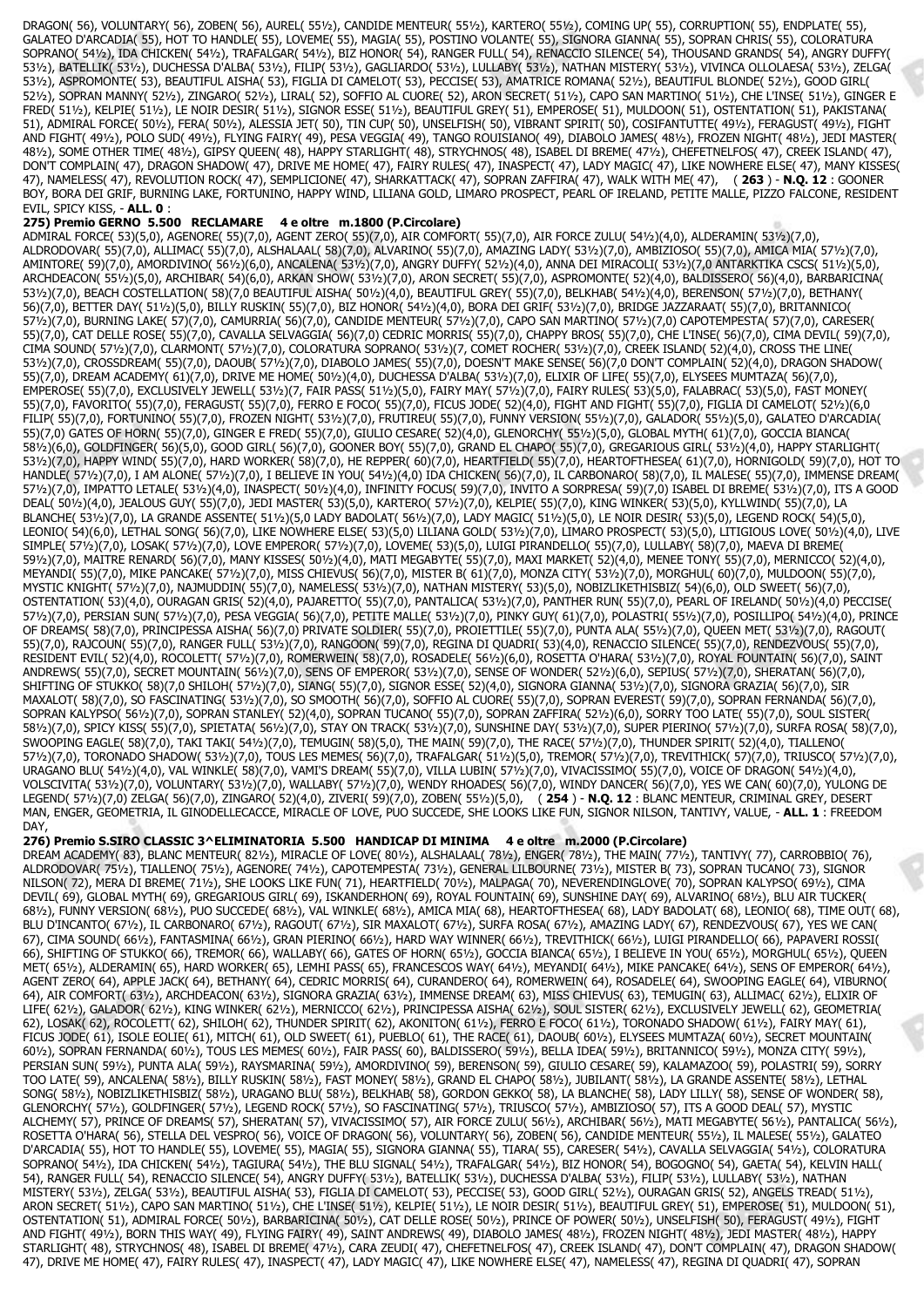DRAGON( 56), VOLUNTARY( 56), ZOBEN( 56), AUREL( 55½), CANDIDE MENTEUR( 55½), KARTERO( 55½), COMING UP( 55), CORRUPTION( 55), ENDPLATE( 55), GALATEO D'ARCADIA( 55), HOT TO HANDLE( 55), LOVEME( 55), MAGIA( 55), POSTINO VOLANTE( 55), SIGNORA GIANNA( 55), SOPRAN CHRIS( 55), COLORATURA SOPRANO( 54½), IDA CHICKEN( 54½), TRAFALGAR( 54½), BIZ HONOR( 54), RANGER FULL( 54), RENACCIO SILENCE( 54), THOUSAND GRANDS( 54), ANGRY DUFFY( 53½), BATELLIK( 53½), DUCHESSA D'ALBA( 53½), FILIP( 53½), GAGLIARDO( 53½), LULLABY( 53½), NATHAN MISTERY( 53½), VIVINCA OLLOLAESA( 53½), ZELGA( 53½), ASPROMONTE( 53), BEAUTIFUL AISHA( 53), FIGLIA DI CAMELOT( 53), PECCISE( 53), AMATRICE ROMANA( 52½), BEAUTIFUL BLONDE( 52½), GOOD GIRL( 52½), SOPRAN MANNY( 52½), ZINGARO( 52½), LIRAL( 52), SOFFIO AL CUORE( 52), ARON SECRET( 51½), CAPO SAN MARTINO( 51½), CHE L'INSE( 51½), GINGER E FRED( 51½), KELPIE( 51½), LE NOIR DESIR( 51½), SIGNOR ESSE( 51½), BEAUTIFUL GREY( 51), EMPEROSE( 51), MULDOON( 51), OSTENTATION( 51), PAKISTANA( 51), ADMIRAL FORCE( 50½), FERA( 50½), ALESSIA JET( 50), TIN CUP( 50), UNSELFISH( 50), VIBRANT SPIRIT( 50), COSIFANTUTTE( 49½), FERAGUST( 49½), FIGHT AND FIGHT( 49½), POLO SUD( 49½), FLYING FAIRY( 49), PESA VEGGIA( 49), TANGO ROUISIANO( 49), DIABOLO JAMES( 48½), FROZEN NIGHT( 48½), JEDI MASTER( 48½), SOME OTHER TIME( 48½), GIPSY QUEEN( 48), HAPPY STARLIGHT( 48), STRYCHNOS( 48), ISABEL DI BREME( 47½), CHEFETNELFOS( 47), CREEK ISLAND( 47), DON'T COMPLAIN( 47), DRAGON SHADOW( 47), DRIVE ME HOME( 47), FAIRY RULES( 47), INASPECT( 47), LADY MAGIC( 47), LIKE NOWHERE ELSE( 47), MANY KISSES( 47), NAMELESS( 47), REVOLUTION ROCK( 47), SEMPLICIONE( 47), SHARKATTACK( 47), SOPRAN ZAFFIRA( 47), WALK WITH ME( 47), ( **263** ) - **N.Q. 12** : GOONER BOY, BORA DEI GRIF, BURNING LAKE, FORTUNINO, HAPPY WIND, LILIANA GOLD, LIMARO PROSPECT, PEARL OF IRELAND, PETITE MALLE, PIZZO FALCONE, RESIDENT EVIL, SPICY KISS, - **ALL. 0** :

**275) Premio GERNO 5.500 RECLAMARE 4 e oltre m.1800 (P.Circolare)**

ADMIRAL FORCE( 53)(5,0), AGENORE( 55)(7,0), AGENT ZERO( 55)(7,0), AIR COMFORT( 55)(7,0), AIR FORCE ZULU( 54½)(4,0), ALDERAMIN( 53½)(7,0), ALDRODOVAR( 55)(7,0), ALLIMAC( 55)(7,0), ALSHALAAL( 58)(7,0), ALVARINO( 55)(7,0), AMAZING LADY( 53½)(7,0), AMBIZIOSO( 55)(7,0), AMICA MIA( 57½)(7,0), AMINTORE( 59)(7,0), AMORDIVINO( 56½)(6,0), ANCALENA( 53½)(7,0), ANGRY DUFFY( 52½)(4,0), ANNA DEI MIRACOLI( 53½)(7,0) ANTARKTIKA CSCS( 51½)(5,0), ARCHDEACON( 55½)(5,0), ARCHIBAR( 54)(6,0), ARKAN SHOW( 53½)(7,0), ARON SECRET( 55)(7,0), ASPROMONTE( 52)(4,0), BALDISSERO( 56)(4,0), BARBARICINA( 53½)(7,0), BEACH COSTELLATION( 58)(7,0) BEAUTIFUL AISHA( 50½)(4,0), BEAUTIFUL GREY( 55)(7,0), BELKHAB( 54½)(4,0), BERENSON( 57½)(7,0), BETHANY( 56)(7,0), BETTER DAY( 51½)(5,0), BILLY RUSKIN( 55)(7,0), BIZ HONOR( 54½)(4,0), BORA DEI GRIF( 53½)(7,0), BRIDGE JAZZARAAT( 55)(7,0), BRITANNICO( 57½)(7,0), BURNING LAKE( 57)(7,0), CAMURRIA( 56)(7,0), CANDIDE MENTEUR( 57½)(7,0), CAPO SAN MARTINO( 57½)(7,0) CAPOTEMPESTA( 57)(7,0), CARESER( 55)(7,0), CAT DELLE ROSE( 55)(7,0), CAVALLA SELVAGGIA( 56)(7,0) CEDRIC MORRIS( 55)(7,0), CHAPPY BROS( 55)(7,0), CHE L'INSE( 56)(7,0), CIMA DEVIL( 59)(7,0), CIMA SOUND( 57½)(7,0), CLARMONT( 57½)(7,0), COLORATURA SOPRANO( 53½)(7,0), COMET ROCHER( 53½)(7,0), CREEK ISLAND( 52)(4,0), CROSS THE LINE( 53½)(7,0), CROSSDREAM( 55)(7,0), DAOUB( 57½)(7,0), DIABOLO JAMES( 55)(7,0), DOESN'T MAKE SENSE( 56)(7,0) DON'T COMPLAIN( 52)(4,0), DRAGON SHADOW( 55)(7,0), DREAM ACADEMY( 61)(7,0), DRIVE ME HOME( 50½)(4,0), DUCHESSA D'ALBA( 53½)(7,0), ELIXIR OF LIFE( 55)(7,0), ELYSEES MUMTAZA( 56)(7,0), EMPEROSE( 55)(7,0), EXCLUSIVELY JEWELL( 53½)(7,0), FAIR PASS( 51½)(5,0), FAIRY MAY( 57½)(7,0), FAIRY RULES( 53)(5,0), FALABRAC( 53)(5,0), FAST MONEY( 55)(7,0), FAVORITO( 55)(7,0), FERAGUST( 55)(7,0), FERRO E FOCO( 55)(7,0), FICUS JODE( 52)(4,0), FIGHT AND FIGHT( 55)(7,0), FIGLIA DI CAMELOT( 52½)(6,0 FILIP( 55)(7,0), FORTUNINO( 55)(7,0), FROZEN NIGHT( 53½)(7,0), FRUTIREU( 55)(7,0), FUNNY VERSION( 55½)(7,0), GALADOR( 55½)(5,0), GALATEO D'ARCADIA( 55)(7,0) GATES OF HORN( 55)(7,0), GINGER E FRED( 55)(7,0), GIULIO CESARE( 52)(4,0), GLENORCHY( 55½)(5,0), GLOBAL MYTH( 61)(7,0), GOCCIA BIANCA( 58½)(6,0), GOLDFINGER( 56)(5,0), GOOD GIRL( 56)(7,0), GOONER BOY( 55)(7,0), GRAND EL CHAPO( 55)(7,0), GREGARIOUS GIRL( 53½)(4,0), HAPPY STARLIGHT( 53½)(7,0), HAPPY WIND( 55)(7,0), HARD WORKER( 58)(7,0), HE REPPER( 60)(7,0), HEARTFIELD( 55)(7,0), HEARTOFTHESEA( 61)(7,0), HORNIGOLD( 59)(7,0), HOT TO HANDLE( 57½)(7,0), I AM ALONE( 57½)(7,0), I BELIEVE IN YOU( 54½)(4,0) IDA CHICKEN( 56)(7,0), IL CARBONARO( 58)(7,0), IL MALESE( 55)(7,0), IMMENSE DREAM( 57½)(7,0), IMPATTO LETALE( 53½)(4,0), INASPECT( 50½)(4,0), INFINITY FOCUS( 59)(7,0), INVITO A SORPRESA( 59)(7,0) ISABEL DI BREME( 53½)(7,0), ITS A GOOD DEAL( 50½)(4,0), JEALOUS GUY( 55)(7,0), JEDI MASTER( 53)(5,0), KARTERO( 57½)(7,0), KELPIE( 55)(7,0), KING WINKER( 53)(5,0), KYLLWIND( 55)(7,0), LA BLANCHE( 53½)(7,0), LA GRANDE ASSENTE( 51½)(5,0 LADY BADOLAT( 56½)(7,0), LADY MAGIC( 51½)(5,0), LE NOIR DESIR( 53)(5,0), LEGEND ROCK( 54)(5,0), LEONIO( 54)(6,0), LETHAL SONG( 56)(7,0), LIKE NOWHERE ELSE( 53)(5,0) LILIANA GOLD( 53½)(7,0), LIMARO PROSPECT( 53)(5,0), LITIGIOUS LOVE( 50½)(4,0), LIVE SIMPLE( 57½)(7,0), LOSAK( 57½)(7,0), LOVE EMPEROR( 57½)(7,0), LOVEME( 53)(5,0), LUIGI PIRANDELLO( 55)(7,0), LULLABY( 58)(7,0), MAEVA DI BREME( 59½)(7,0), MAITRE RENARD( 56)(7,0), MANY KISSES( 50½)(4,0), MATI MEGABYTE( 55)(7,0), MAXI MARKET( 52)(4,0), MENEE TONY( 55)(7,0), MERNICCO( 52)(4,0), MEYANDI( 55)(7,0), MIKE PANCAKE( 57½)(7,0), MISS CHIEVUS( 56)(7,0), MISTER B( 61)(7,0), MONZA CITY( 53½)(7,0), MORGHUL( 60)(7,0), MULDOON( 55)(7,0), MYSTIC KNIGHT( 57½)(7,0), NAJMUDDIN( 55)(7,0), NAMELESS( 53½)(7,0), NATHAN MISTERY( 53)(5,0), NOBIZLIKETHISBIZ( 54)(6,0), OLD SWEET( 56)(7,0), OSTENTATION( 53)(4,0), OURAGAN GRIS( 52)(4,0), PAJARETTO( 55)(7,0), PANTALICA( 53½)(7,0), PANTHER RUN( 55)(7,0), PEARL OF IRELAND( 50½)(4,0) PECCISE( 57½)(7,0), PERSIAN SUN( 57½)(7,0), PESA VEGGIA( 56)(7,0), PETITE MALLE( 53½)(7,0), PINKY GUY( 61)(7,0), POLASTRI( 55½)(7,0), POSILLIPO( 54½)(4,0), PRINCE OF DREAMS( 58)(7,0), PRINCIPESSA AISHA( 56)(7,0) PRIVATE SOLDIER( 55)(7,0), PROIETTILE( 55)(7,0), PUNTA ALA( 55½)(7,0), QUEEN MET( 53½)(7,0), RAGOUT( 55)(7,0), RAJCOUN( 55)(7,0), RANGER FULL( 53½)(7,0), RANGOON( 59)(7,0), REGINA DI QUADRI( 53)(4,0), RENACCIO SILENCE( 55)(7,0), RENDEZVOUS( 55)(7,0), RESIDENT EVIL( 52)(4,0), ROCOLETT( 57½)(7,0), ROMERWEIN( 58)(7,0), ROSADELE( 56½)(6,0), ROSETTA O'HARA( 53½)(7,0), ROYAL FOUNTAIN( 56)(7,0), SAINT ANDREWS( 55)(7,0), SECRET MOUNTAIN( 56½)(7,0), SENS OF EMPEROR( 53½)(7,0), SENSE OF WONDER( 52½)(6,0), SEPIUS( 57½)(7,0), SHERATAN( 56)(7,0), SHIFTING OF STUKKO( 58)(7,0 SHILOH( 57½)(7,0), SIANG( 55)(7,0), SIGNOR ESSE( 52)(4,0), SIGNORA GIANNA( 53½)(7,0), SIGNORA GRAZIA( 56)(7,0), SIR MAXALOT( 58)(7,0), SO FASCINATING( 53½)(7,0), SO SMOOTH( 56)(7,0), SOFFIO AL CUORE( 55)(7,0), SOPRAN EVEREST( 59)(7,0), SOPRAN FERNANDA( 56)(7,0), SOPRAN KALYPSO( 56½)(7,0), SOPRAN STANLEY( 52)(4,0), SOPRAN TUCANO( 55)(7,0), SOPRAN ZAFFIRA( 52½)(6,0), SORRY TOO LATE( 55)(7,0), SOUL SISTER( 58½)(7,0), SPICY KISS( 55)(7,0), SPIETATA( 56½)(7,0), STAY ON TRACK( 53½)(7,0), SUNSHINE DAY( 53½)(7,0), SUPER PIERINO( 57½)(7,0), SURFA ROSA( 58)(7,0), SWOOPING EAGLE( 58)(7,0), TAKI TAKI( 54½)(7,0), TEMUGIN( 58)(5,0), THE MAIN( 59)(7,0), THE RACE( 57½)(7,0), THUNDER SPIRIT( 52)(4,0), TIALLENO( 57½)(7,0), TORONADO SHADOW( 53½)(7,0), TOUS LES MEMES( 56)(7,0), TRAFALGAR( 51½)(5,0), TREMOR( 57½)(7,0), TREVITHICK( 57)(7,0), TRIUSCO( 57½)(7,0), URAGANO BLU( 54½)(4,0), VAL WINKLE( 58)(7,0), VAMI'S DREAM( 55)(7,0), VILLA LUBIN( 57½)(7,0), VIVACISSIMO( 55)(7,0), VOICE OF DRAGON( 54½)(4,0), VOLSCIVITA( 53½)(7,0), VOLUNTARY( 57½)(7,0), WALLABY( 57½)(7,0), WENDY RHOADES( 56)(7,0), WINDY DANCER( 56)(7,0), YES WE CAN( 60)(7,0), YULONG DE LEGEND( 57½)(7,0) ZELGA( 56)(7,0), ZINGARO( 52)(4,0), ZIVERI( 59)(7,0), ZOBEN( 55½)(5,0), ( **254** ) - **N.Q. 12** : BLANC MENTEUR, CRIMINAL GREY, DESERT MAN, ENGER, GEOMETRIA, IL GINODELLECACCE, MIRACLE OF LOVE, PUO SUCCEDE, SHE LOOKS LIKE FUN, SIGNOR NILSON, TANTIVY, VALUE, - **ALL. 1** : FREEDOM DAY,

**276) Premio S.SIRO CLASSIC 3^ELIMINATORIA 5.500 HANDICAP DI MINIMA 4 e oltre m.2000 (P.Circolare)**

DREAM ACADEMY( 83), BLANC MENTEUR( 82½), MIRACLE OF LOVE( 80½), ALSHALAAL( 78½), ENGER( 78½), THE MAIN( 77½), TANTIVY( 77), CARROBBIO( 76), ALDRODOVAR( 75½), TIALLENO( 75½), AGENORE( 74½), CAPOTEMPESTA( 73½), GENERAL LILBOURNE( 73½), MISTER B( 73), SOPRAN TUCANO( 73), SIGNOR NILSON( 72), MERA DI BREME( 71½), SHE LOOKS LIKE FUN( 71), HEARTFIELD( 70½), MALPAGA( 70), NEVERENDINGLOVE( 70), SOPRAN KALYPSO( 69½), CIMA DEVIL( 69), GLOBAL MYTH( 69), GREGARIOUS GIRL( 69), ISKANDERHON( 69), ROYAL FOUNTAIN( 69), SUNSHINE DAY( 69), ALVARINO( 68½), BLU AIR TUCKER( 68½), FUNNY VERSION( 68½), PUO SUCCEDE( 68½), VAL WINKLE( 68½), AMICA MIA( 68), HEARTOFTHESEA( 68), LADY BADOLAT( 68), LEONIO( 68), TIME OUT( 68), BLU D'INCANTO( 67½), IL CARBONARO( 67½), RAGOUT( 67½), SIR MAXALOT( 67½), SURFA ROSA( 67½), AMAZING LADY( 67), RENDEZVOUS( 67), YES WE CAN( 67), CIMA SOUND( 66½), FANTASMINA( 66½), GRAN PIERINO( 66½), HARD WAY WINNER( 66½), TREVITHICK( 66½), LUIGI PIRANDELLO( 66), PAPAVERI ROSSI( 66), SHIFTING OF STUKKO( 66), TREMOR( 66), GATES OF HORN( 65½), GOCCIA BIANCA( 65½), I BELIEVE IN YOU( 65½), MORGHUL( 65½), QUEEN MET( 65½), ALDERAMIN( 65), HARD WORKER( 65), LEMHI PASS( 65), FRANCESCOS WAY( 64½), MEYANDI( 64½), MIKE PANCAKE( 64½), SENS OF EMPEROR( 64½), AGENT ZERO( 64), APPLE JACK( 64), BETHANY( 64), CEDRIC MORRIS( 64), CURANDERO( 64), ROMERWEIN( 64), ROSADELE( 64), SWOOPING EAGLE( 64), VIBURNO( 64), AIR COMFORT( 63½), ARCHDEACON( 63½), SIGNORA GRAZIA( 63½), IMMENSE DREAM( 63), MISS CHIEVUS( 63), TEMUGIN( 63), ALLIMAC( 62½), ELIXIR OF LIFE( 62½), GALADOR( 62½), KING WINKER( 62½), MERNICCO( 62½), PRINCIPESSA AISHA( 62½), SOUL SISTER( 62½), EXCLUSIVELY JEWELL( 62), GEOMETRIA( 62), LOSAK( 62), ROCOLETT( 62), SHILOH( 62), THUNDER SPIRIT( 62), AKONITON( 61½), FERRO E FOCO( 61½), TORONADO SHADOW( 61½), FAIRY MAY( 61), FICUS JODE( 61), ISOLE EOLIE( 61), MITCH( 61), OLD SWEET( 61), PUEBLO( 61), THE RACE( 61), DAOUB( 60½), ELYSEES MUMTAZA( 60½), SECRET MOUNTAIN( 60½), SOPRAN FERNANDA( 60½), TOUS LES MEMES( 60½), FAIR PASS( 60), BALDISSERO( 59½), BELLA IDEA( 59½), BRITANNICO( 59½), MONZA CITY( 59½), PERSIAN SUN( 59½), PUNTA ALA( 59½), RAYSMARINA( 59½), AMORDIVINO( 59), BERENSON( 59), GIULIO CESARE( 59), KALAMAZOO( 59), POLASTRI( 59), SORRY TOO LATE( 59), ANCALENA( 58½), BILLY RUSKIN( 58½), FAST MONEY( 58½), GRAND EL CHAPO( 58½), JUBILANT( 58½), LA GRANDE ASSENTE( 58½), LETHAL SONG( 58½), NOBIZLIKETHISBIZ( 58½), URAGANO BLU( 58½), BELKHAB( 58), GORDON GEKKO( 58), LA BLANCHE( 58), LADY LILLY( 58), SENSE OF WONDER( 58), GLENORCHY( 57½), GOLDFINGER( 57½), LEGEND ROCK( 57½), SO FASCINATING( 57½), TRIUSCO( 57½), AMBIZIOSO( 57), ITS A GOOD DEAL( 57), MYSTIC ALCHEMY( 57), PRINCE OF DREAMS( 57), SHERATAN( 57), VIVACISSIMO( 57), AIR FORCE ZULU( 56½), ARCHIBAR( 56½), MATI MEGABYTE( 56½), PANTALICA( 56½), ROSETTA O'HARA( 56), STELLA DEL VESPRO( 56), VOICE OF DRAGON( 56), VOLUNTARY( 56), ZOBEN( 56), CANDIDE MENTEUR( 55½), IL MALESE( 55½), GALATEO D'ARCADIA( 55), HOT TO HANDLE( 55), LOVEME( 55), MAGIA( 55), SIGNORA GIANNA( 55), TIARA( 55), CARESER( 54½), CAVALLA SELVAGGIA( 54½), COLORATURA SOPRANO( 54½), IDA CHICKEN( 54½), TAGIURA( 54½), THE BLU SIGNAL( 54½), TRAFALGAR( 54½), BIZ HONOR( 54), BOGOGNO( 54), GAETA( 54), KELVIN HALL( 54), RANGER FULL( 54), RENACCIO SILENCE( 54), ANGRY DUFFY( 53½), BATELLIK( 53½), DUCHESSA D'ALBA( 53½), FILIP( 53½), LULLABY( 53½), NATHAN MISTERY( 53½), ZELGA( 53½), BEAUTIFUL AISHA( 53), FIGLIA DI CAMELOT( 53), PECCISE( 53), GOOD GIRL( 52½), OURAGAN GRIS( 52), ANGELS TREAD( 51½), ARON SECRET( 51½), CAPO SAN MARTINO( 51½), CHE L'INSE( 51½), KELPIE( 51½), LE NOIR DESIR( 51½), BEAUTIFUL GREY( 51), EMPEROSE( 51), MULDOON( 51), OSTENTATION( 51), ADMIRAL FORCE( 50½), BARBARICINA( 50½), CAT DELLE ROSE( 50½), PRINCE OF POWER( 50½), UNSELFISH( 50), FERAGUST( 49½), FIGHT AND FIGHT( 49½), BORN THIS WAY( 49), FLYING FAIRY( 49), SAINT ANDREWS( 49), DIABOLO JAMES( 48½), FROZEN NIGHT( 48½), JEDI MASTER( 48½), HAPPY STARLIGHT( 48), STRYCHNOS( 48), ISABEL DI BREME( 47½), CARA ZEUDI( 47), CHEFETNELFOS( 47), CREEK ISLAND( 47), DON'T COMPLAIN( 47), DRAGON SHADOW( 47), DRIVE ME HOME( 47), FAIRY RULES( 47), INASPECT( 47), LADY MAGIC( 47), LIKE NOWHERE ELSE( 47), NAMELESS( 47), REGINA DI QUADRI( 47), SOPRAN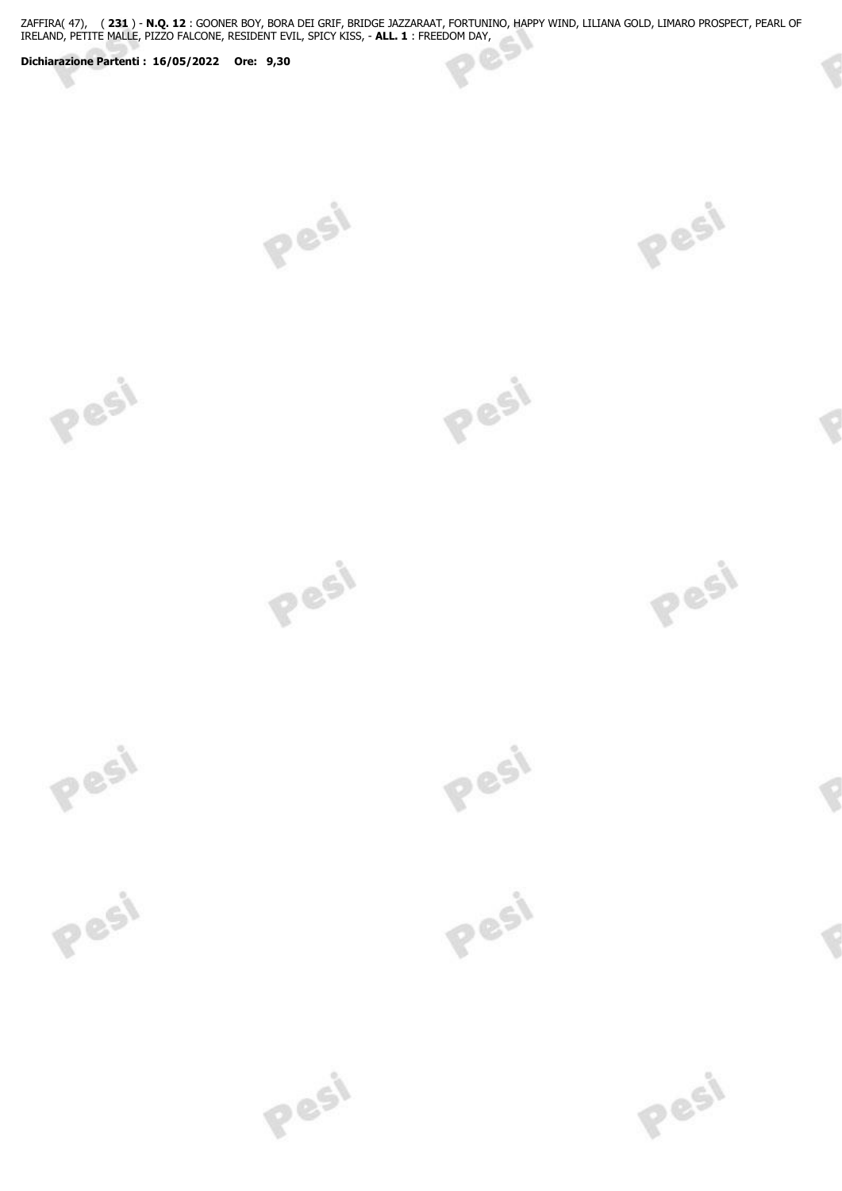ZAFFIRA( 47),    ( **231** ) - **N.Q. 12** : GOONER BOY, BORA DEI GRIF, BRIDGE JAZZARAAT, FORTUNINO, HAPPY WIND, LILIANA GOLD, LIMARO PROSPECT, PEARL OF IRELAND, PETITE MALLE, PIZZO FALCONE, RESIDENT EVIL, SPICY KISS, - **ALL. 1** : FREEDOM DAY,

**Dichiarazione Partenti : 16/05/2022    Ore:  9,30**